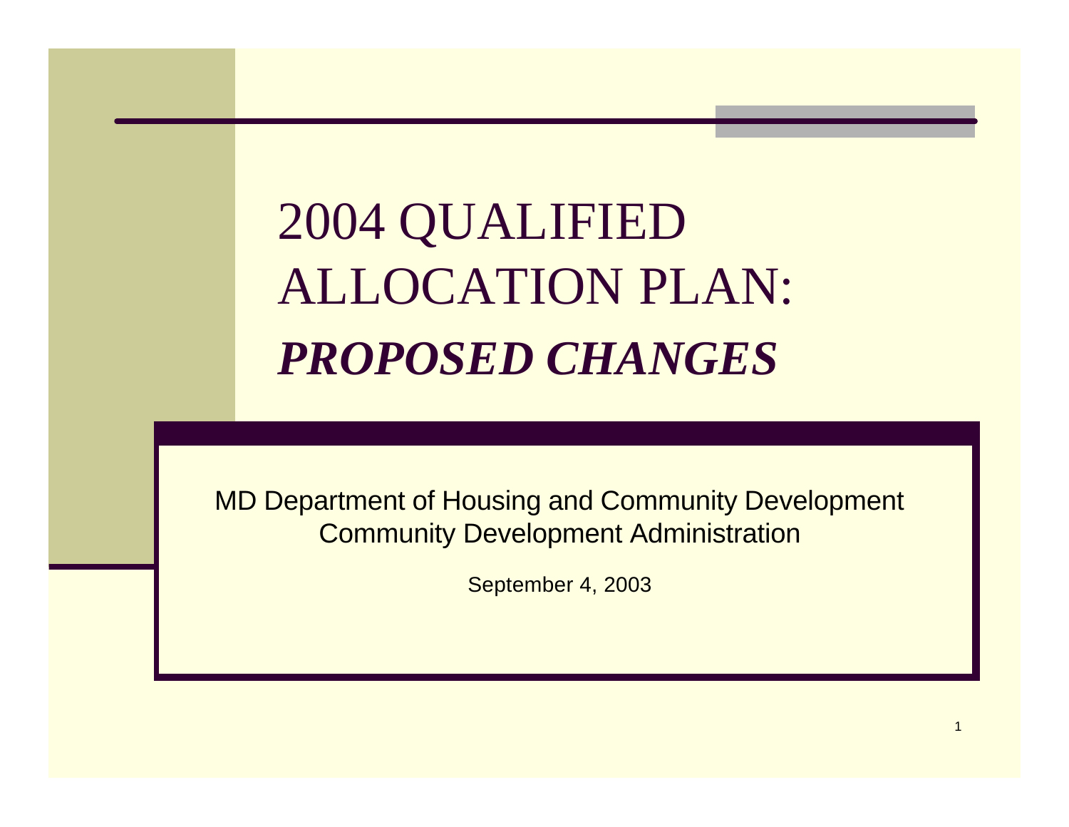# 2004 QUALIFIED ALLOCATION PLAN: ***PROPOSED CHANGES***

MD Department of Housing and Community Development
Community Development Administration

September 4, 2003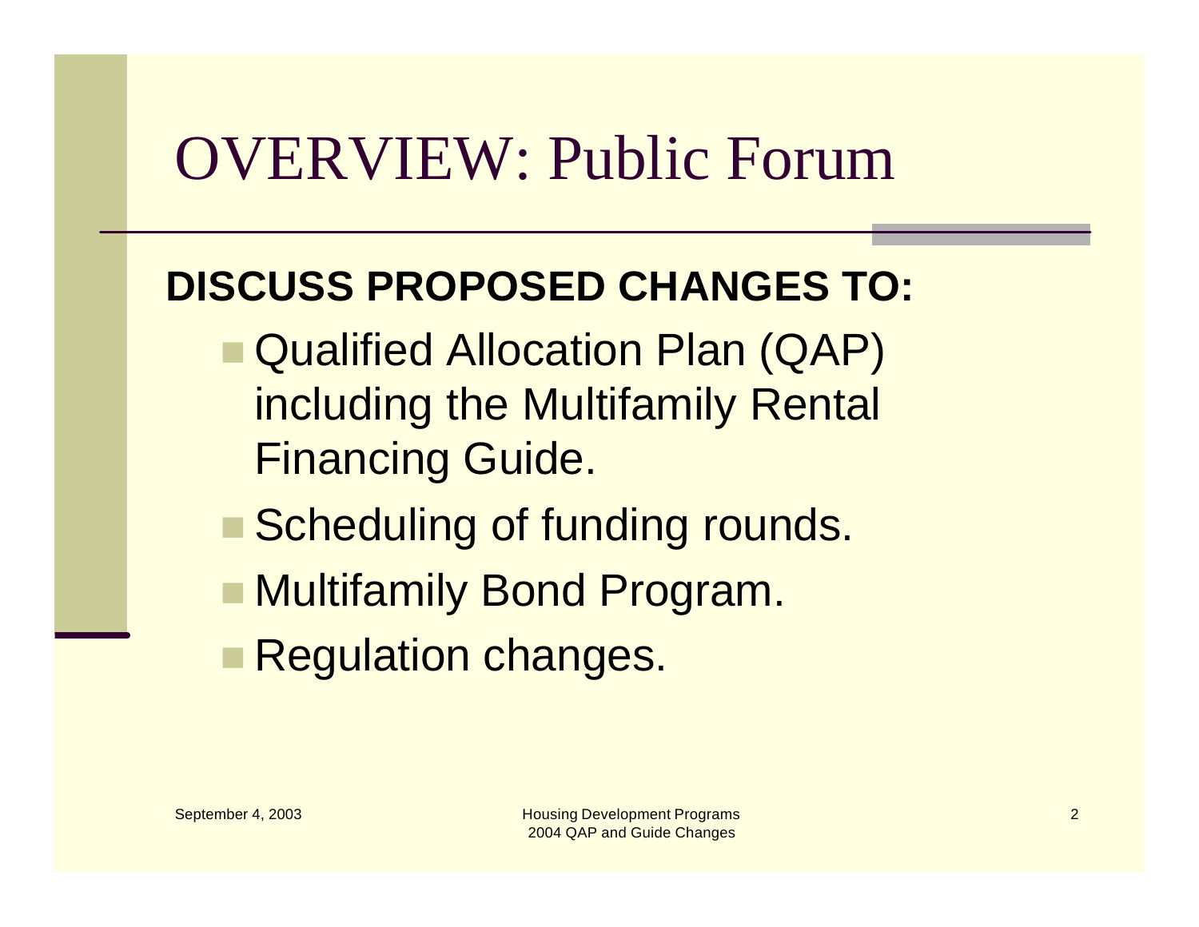# OVERVIEW: Public Forum

**DISCUSS PROPOSED CHANGES TO:**

- Qualified Allocation Plan (QAP) including the Multifamily Rental Financing Guide.
- Scheduling of funding rounds.
- Multifamily Bond Program.
- Regulation changes.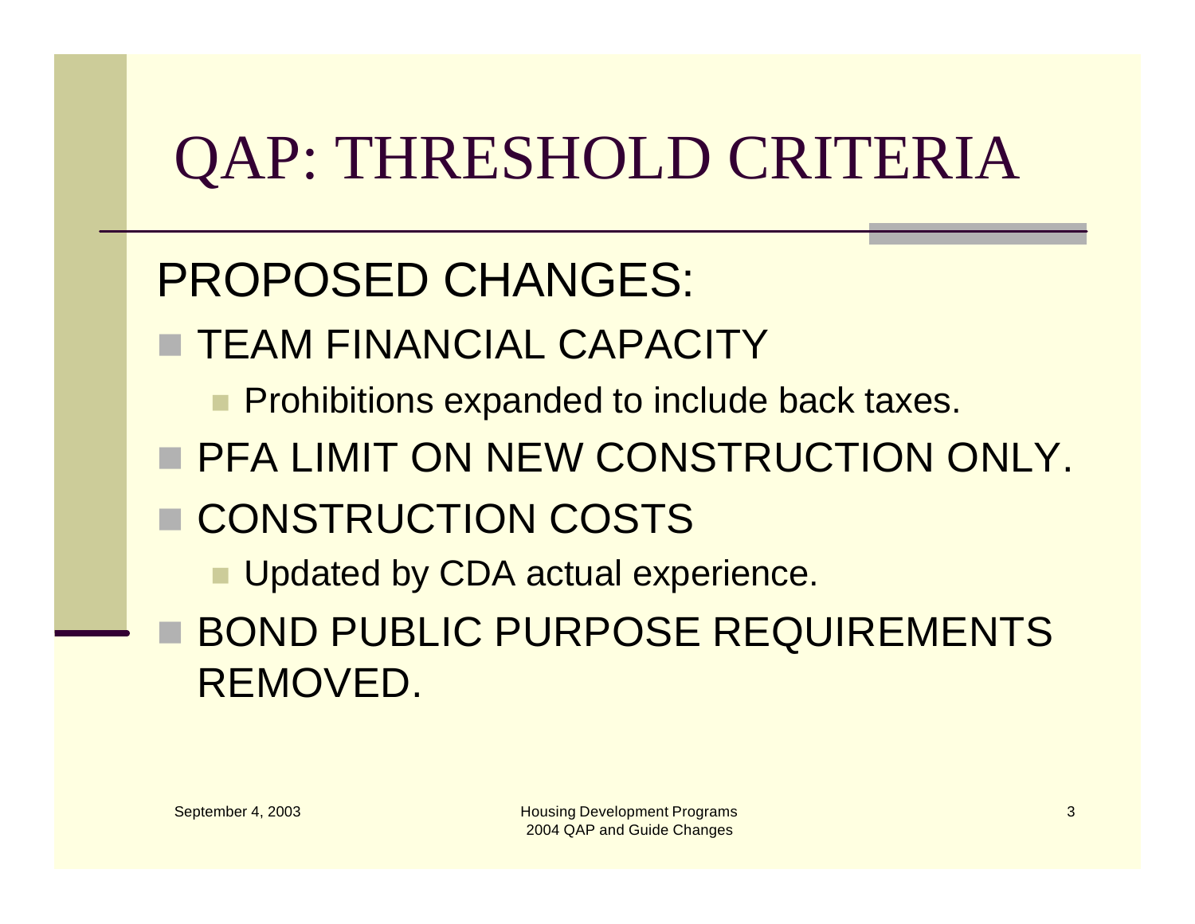# QAP: THRESHOLD CRITERIA

## PROPOSED CHANGES:

- TEAM FINANCIAL CAPACITY
  - Prohibitions expanded to include back taxes.
- PFA LIMIT ON NEW CONSTRUCTION ONLY.
- CONSTRUCTION COSTS
  - Updated by CDA actual experience.
- BOND PUBLIC PURPOSE REQUIREMENTS REMOVED.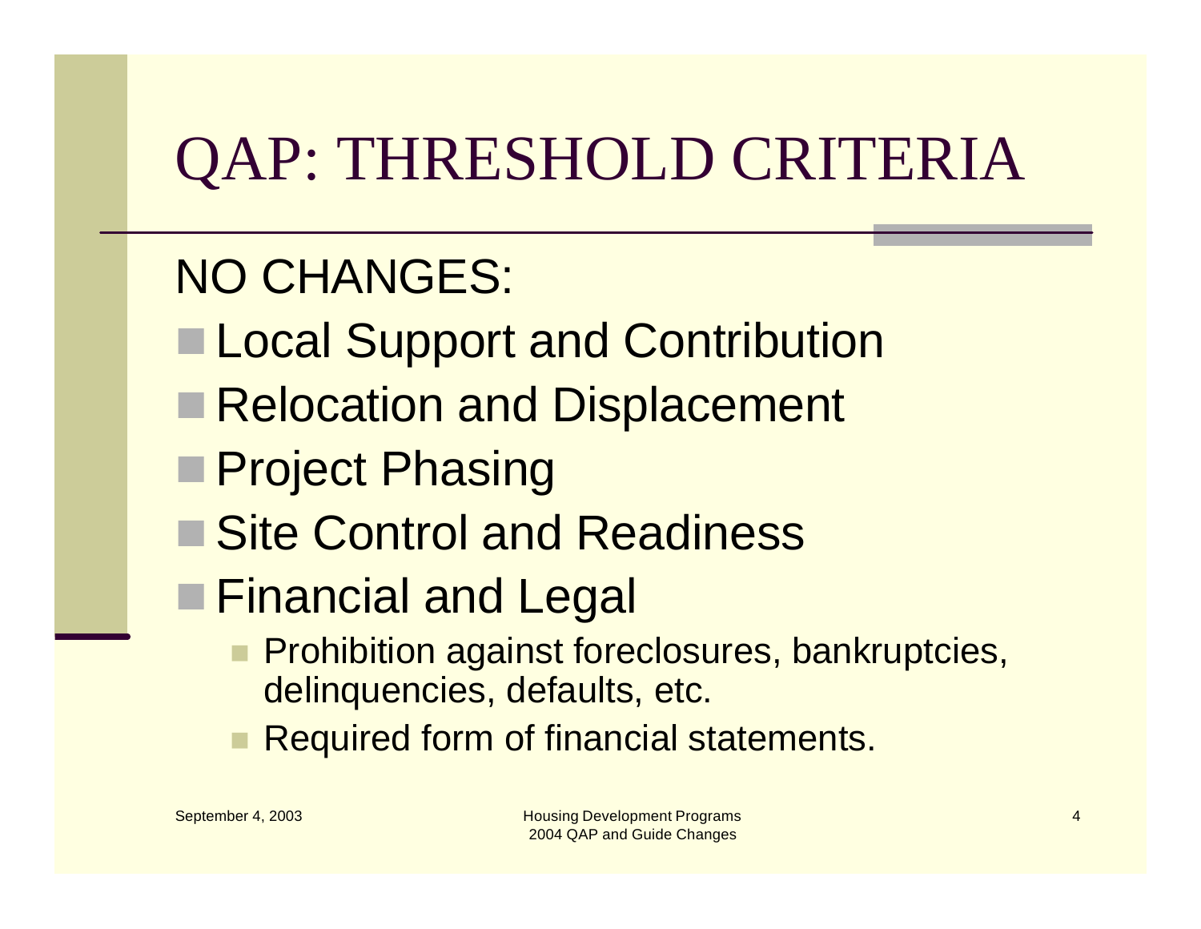# QAP: THRESHOLD CRITERIA

NO CHANGES:

- Local Support and Contribution
- Relocation and Displacement
- Project Phasing
- Site Control and Readiness
- Financial and Legal
  - Prohibition against foreclosures, bankruptcies, delinquencies, defaults, etc.
  - Required form of financial statements.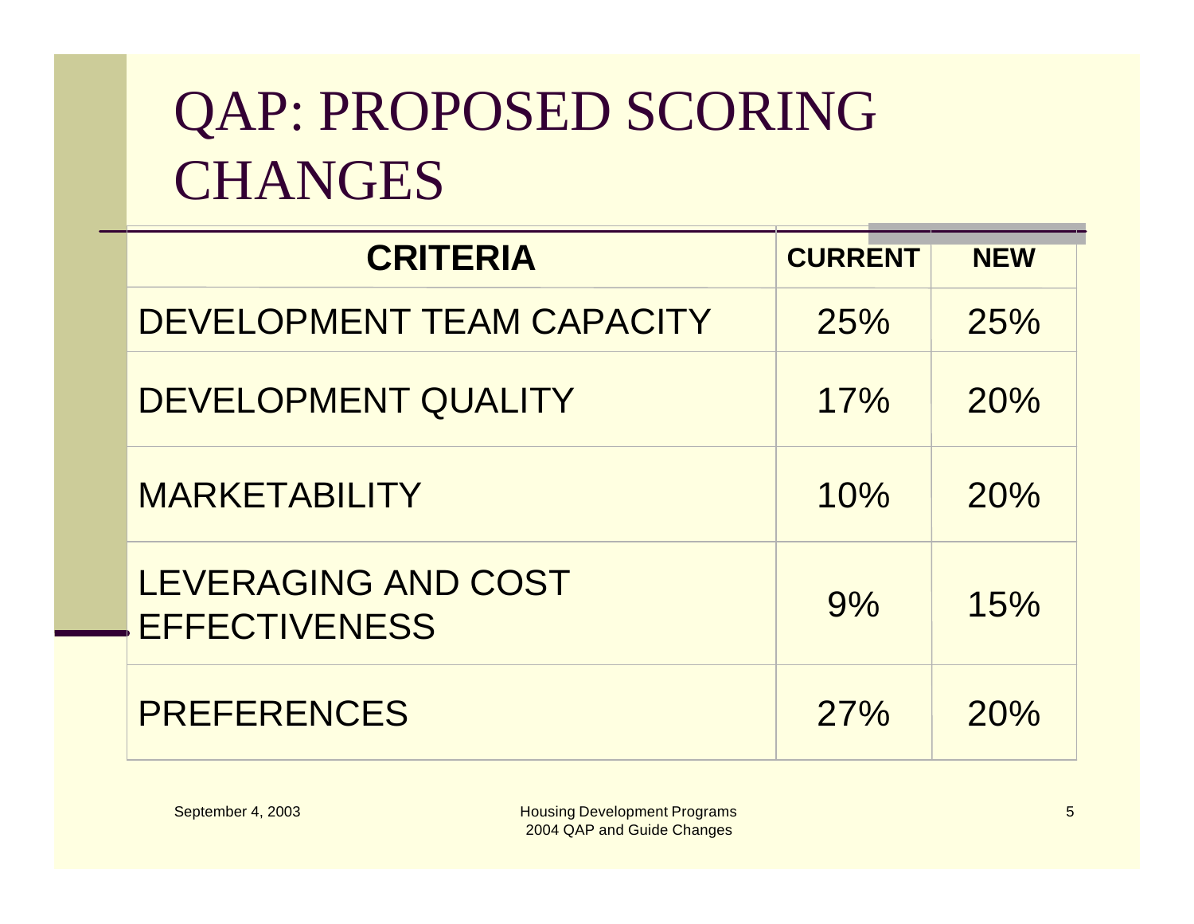# QAP: PROPOSED SCORING CHANGES

| CRITERIA | CURRENT | NEW |
| --- | --- | --- |
| DEVELOPMENT TEAM CAPACITY | 25% | 25% |
| DEVELOPMENT QUALITY | 17% | 20% |
| MARKETABILITY | 10% | 20% |
| LEVERAGING AND COST EFFECTIVENESS | 9% | 15% |
| PREFERENCES | 27% | 20% |

September 4, 2003

Housing Development Programs
2004 QAP and Guide Changes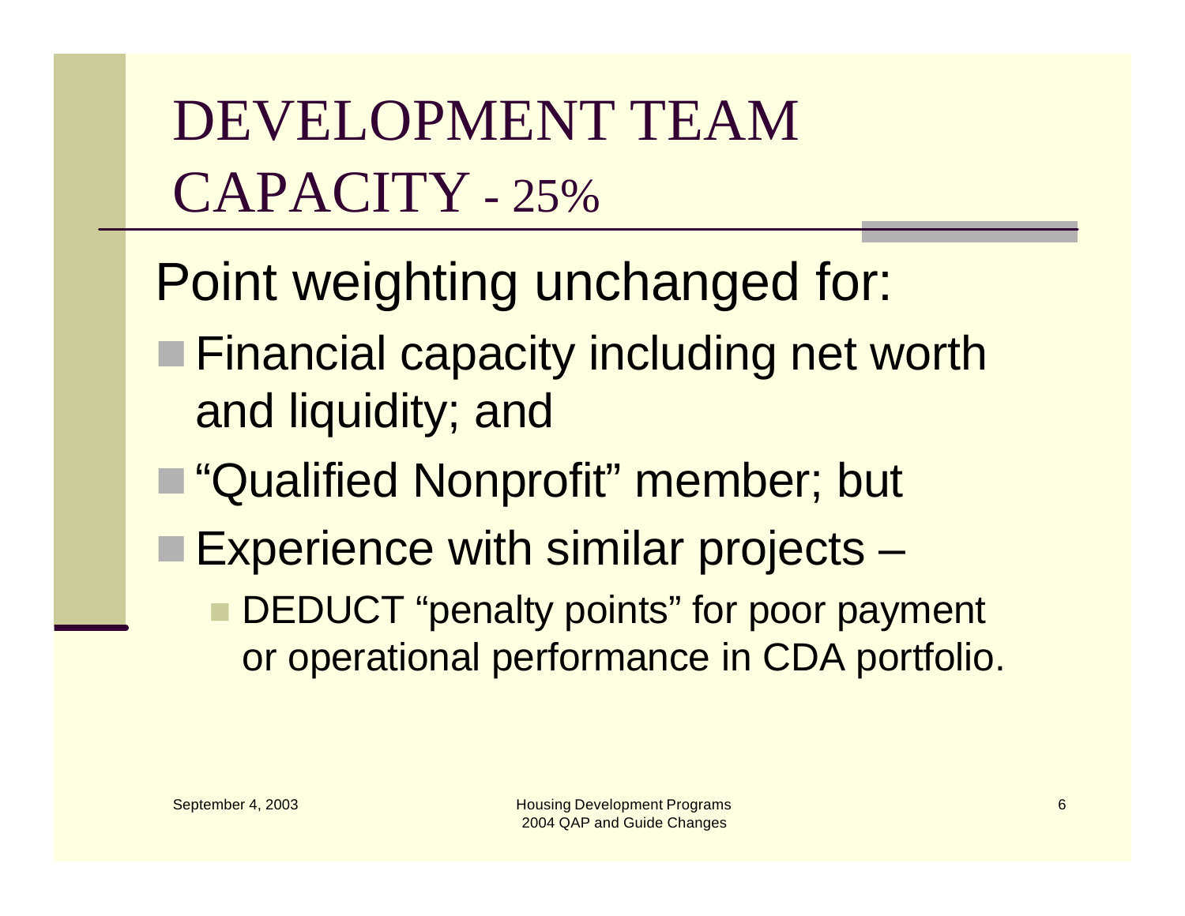# DEVELOPMENT TEAM CAPACITY - 25%

Point weighting unchanged for:

- Financial capacity including net worth and liquidity; and
- "Qualified Nonprofit" member; but
- Experience with similar projects –
  - DEDUCT "penalty points" for poor payment or operational performance in CDA portfolio.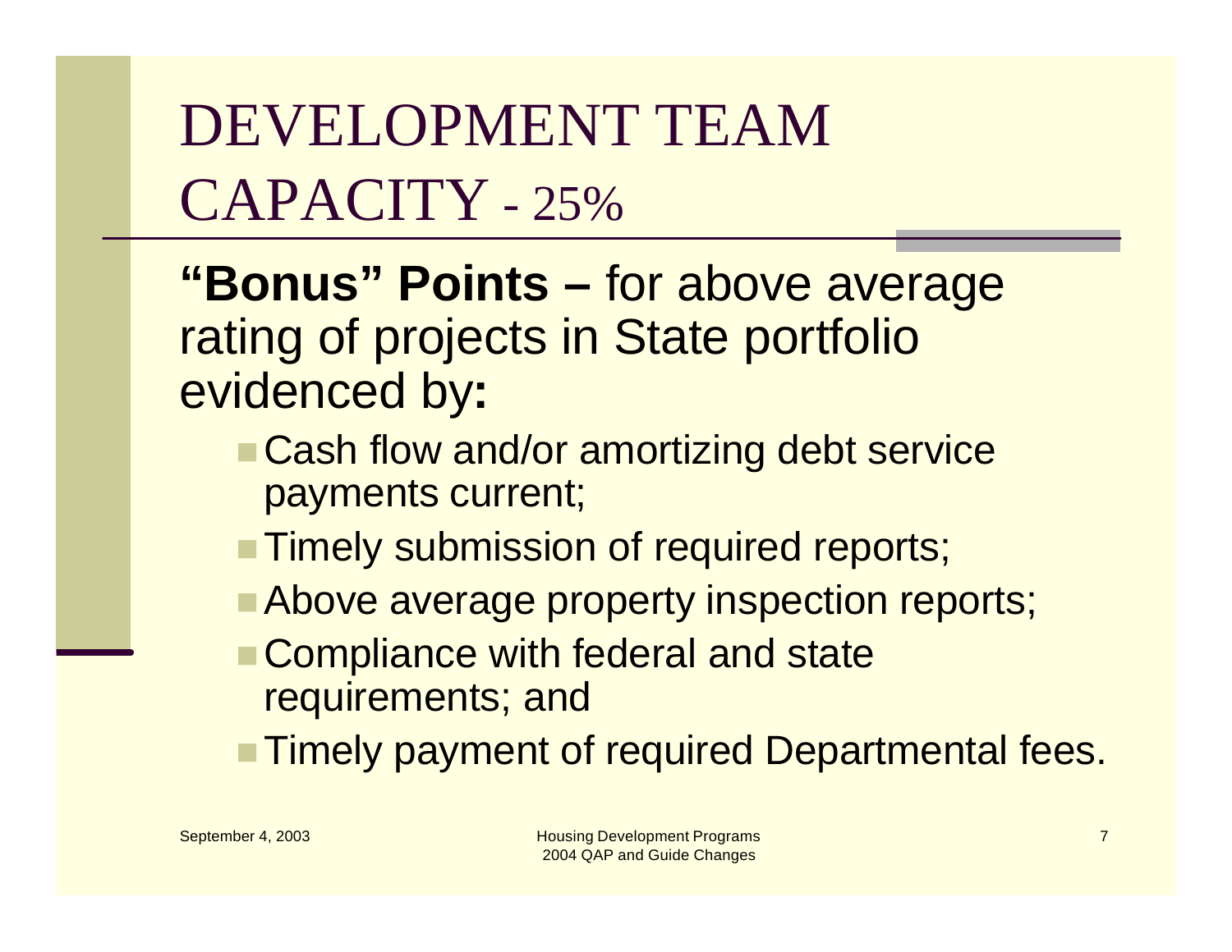# DEVELOPMENT TEAM CAPACITY - 25%

**"Bonus" Points –** for above average rating of projects in State portfolio evidenced by**:**

- Cash flow and/or amortizing debt service payments current;
- Timely submission of required reports;
- Above average property inspection reports;
- Compliance with federal and state requirements; and
- Timely payment of required Departmental fees.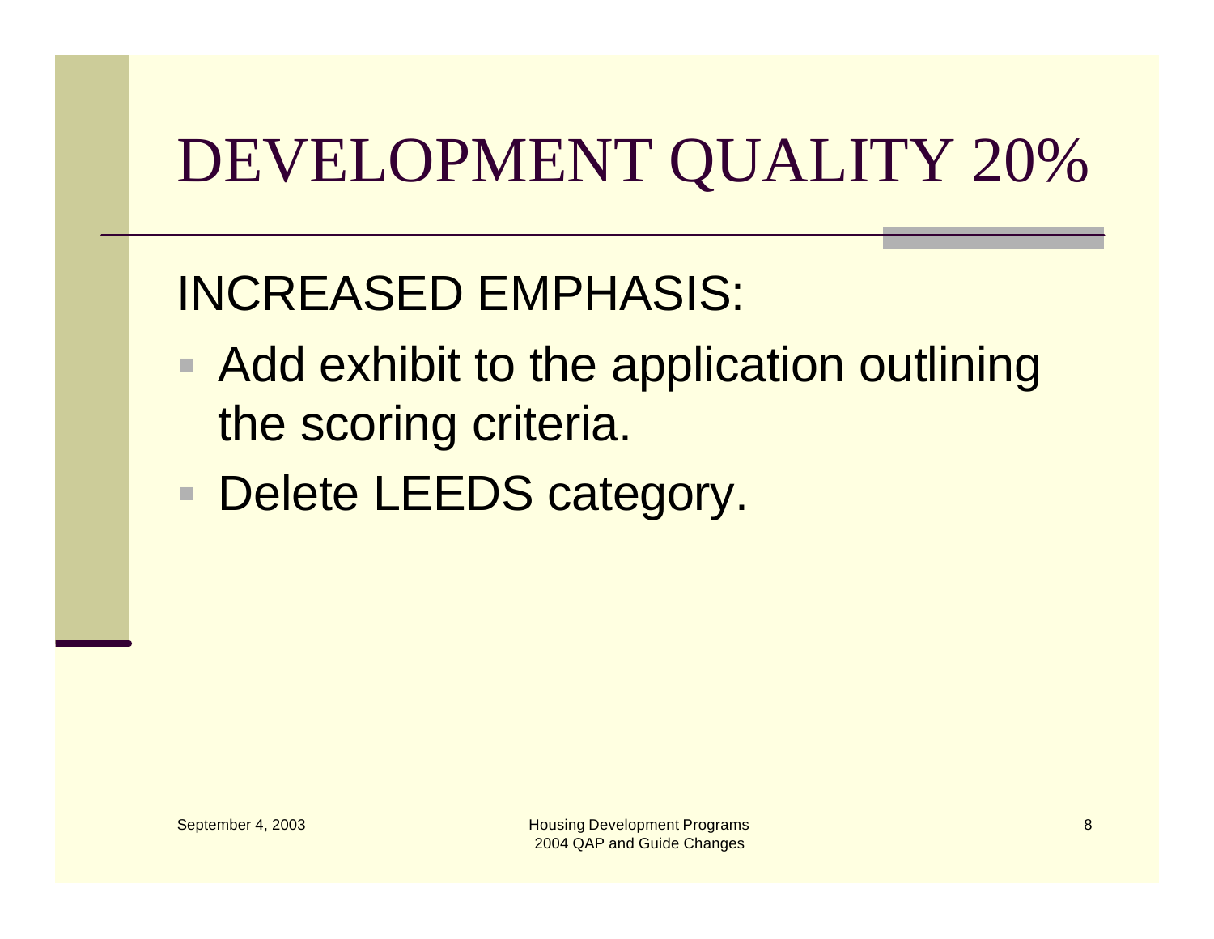# DEVELOPMENT QUALITY 20%

## INCREASED EMPHASIS:

- Add exhibit to the application outlining the scoring criteria.
- Delete LEEDS category.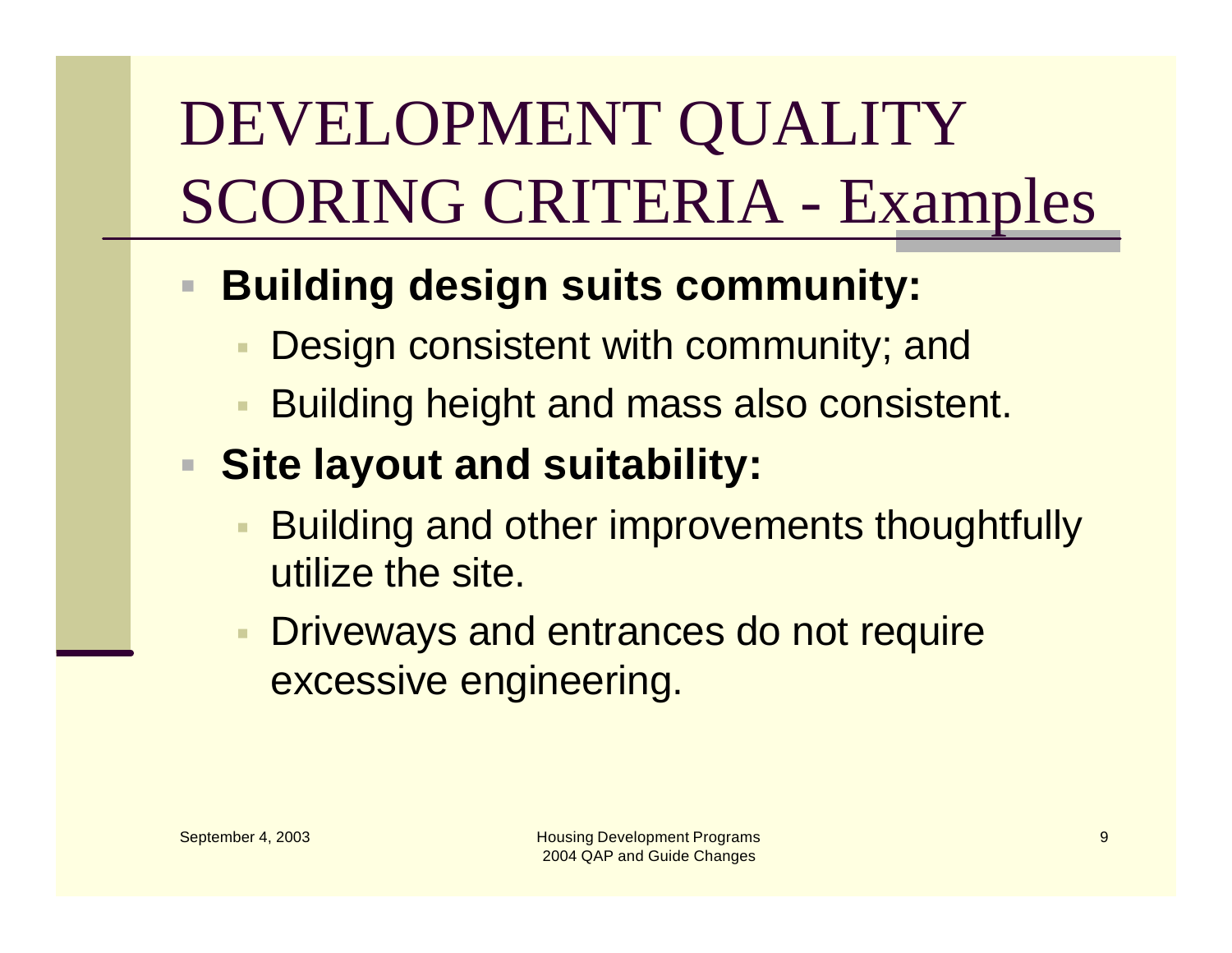# DEVELOPMENT QUALITY SCORING CRITERIA - Examples

- **Building design suits community:**
  - Design consistent with community; and
  - Building height and mass also consistent.
- **Site layout and suitability:**
  - Building and other improvements thoughtfully utilize the site.
  - Driveways and entrances do not require excessive engineering.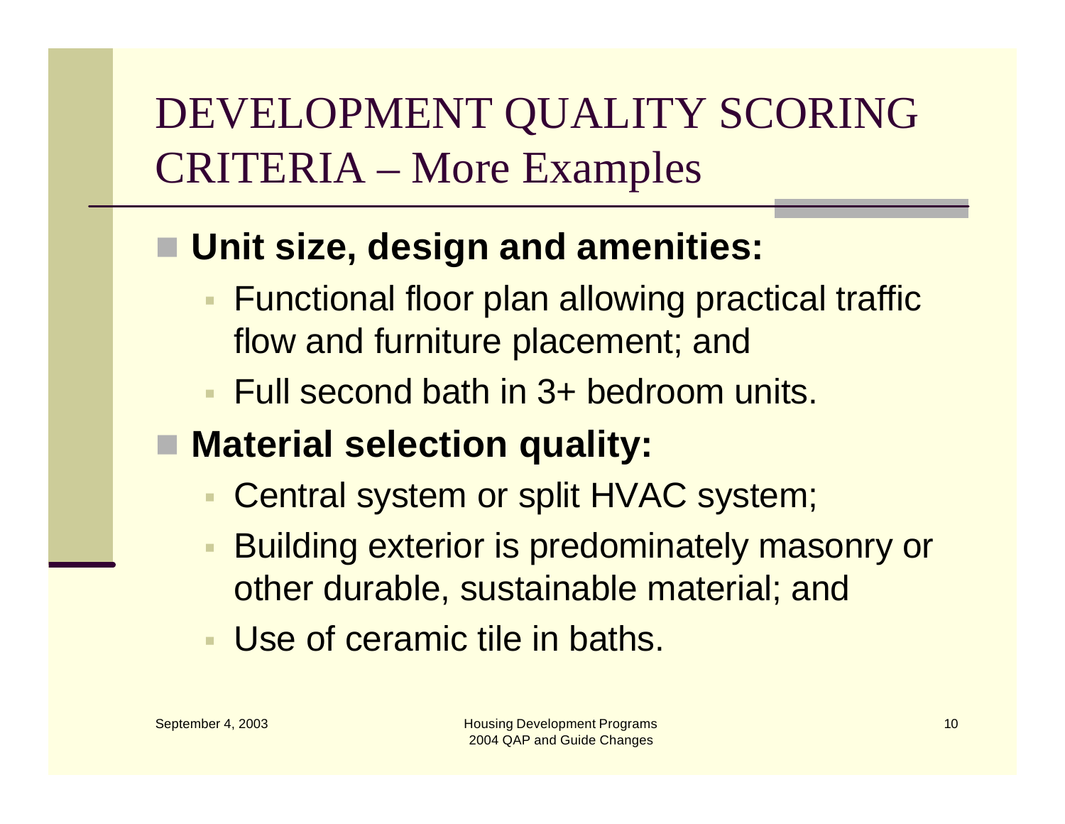# DEVELOPMENT QUALITY SCORING CRITERIA – More Examples

- **Unit size, design and amenities:**
  - Functional floor plan allowing practical traffic flow and furniture placement; and
  - Full second bath in 3+ bedroom units.
- **Material selection quality:**
  - Central system or split HVAC system;
  - Building exterior is predominately masonry or other durable, sustainable material; and
  - Use of ceramic tile in baths.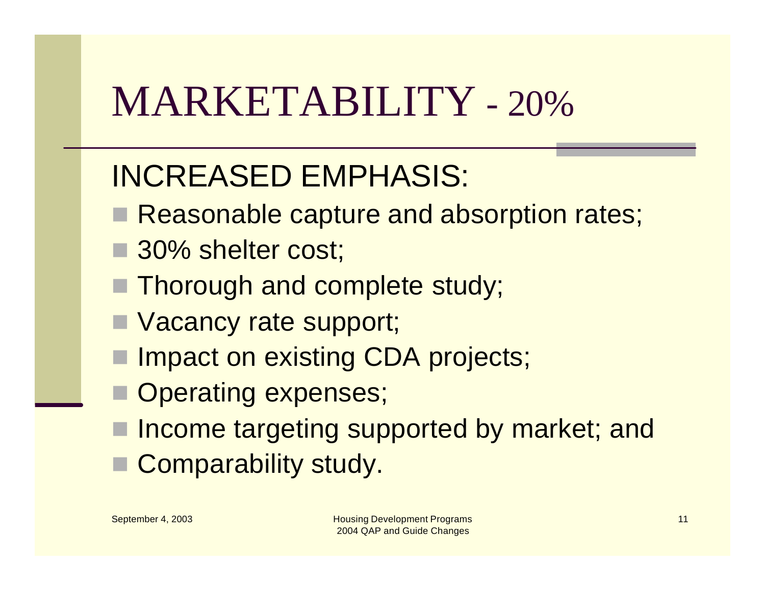# MARKETABILITY - 20%

## INCREASED EMPHASIS:

- Reasonable capture and absorption rates;
- 30% shelter cost;
- Thorough and complete study;
- Vacancy rate support;
- Impact on existing CDA projects;
- Operating expenses;
- Income targeting supported by market; and
- Comparability study.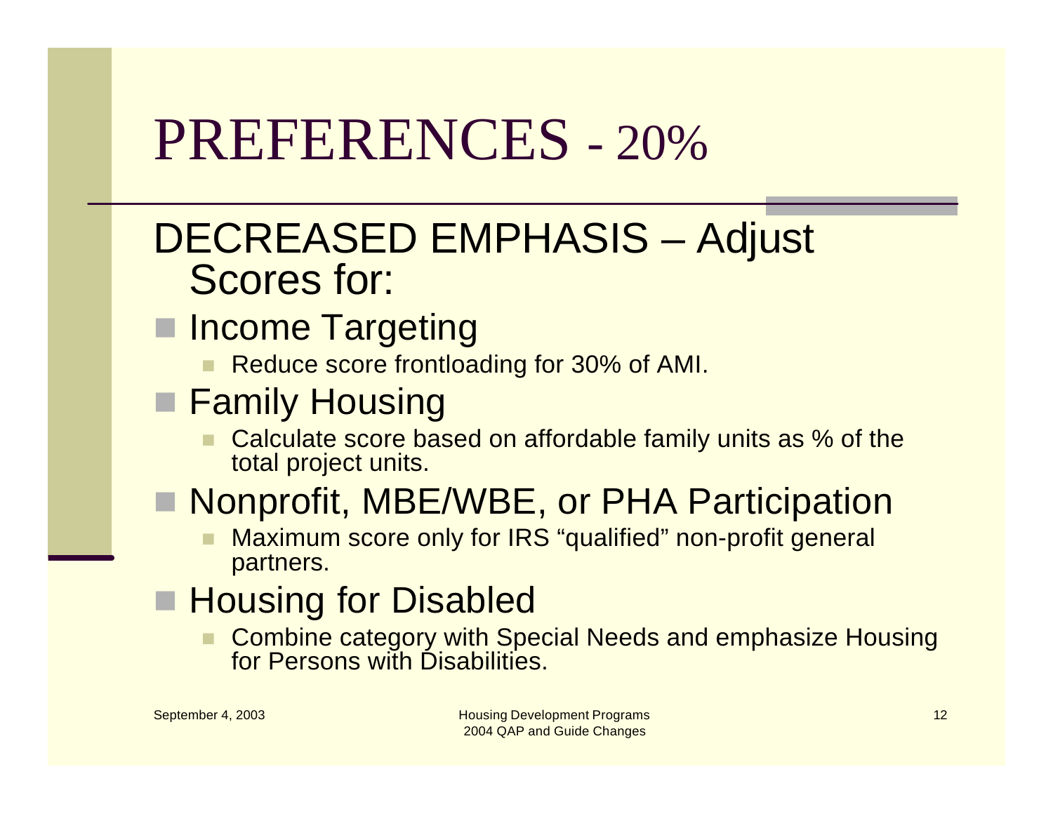# PREFERENCES - 20%

## DECREASED EMPHASIS – Adjust Scores for:

- Income Targeting
  - Reduce score frontloading for 30% of AMI.
- Family Housing
  - Calculate score based on affordable family units as % of the total project units.
- Nonprofit, MBE/WBE, or PHA Participation
  - Maximum score only for IRS "qualified" non-profit general partners.
- Housing for Disabled
  - Combine category with Special Needs and emphasize Housing for Persons with Disabilities.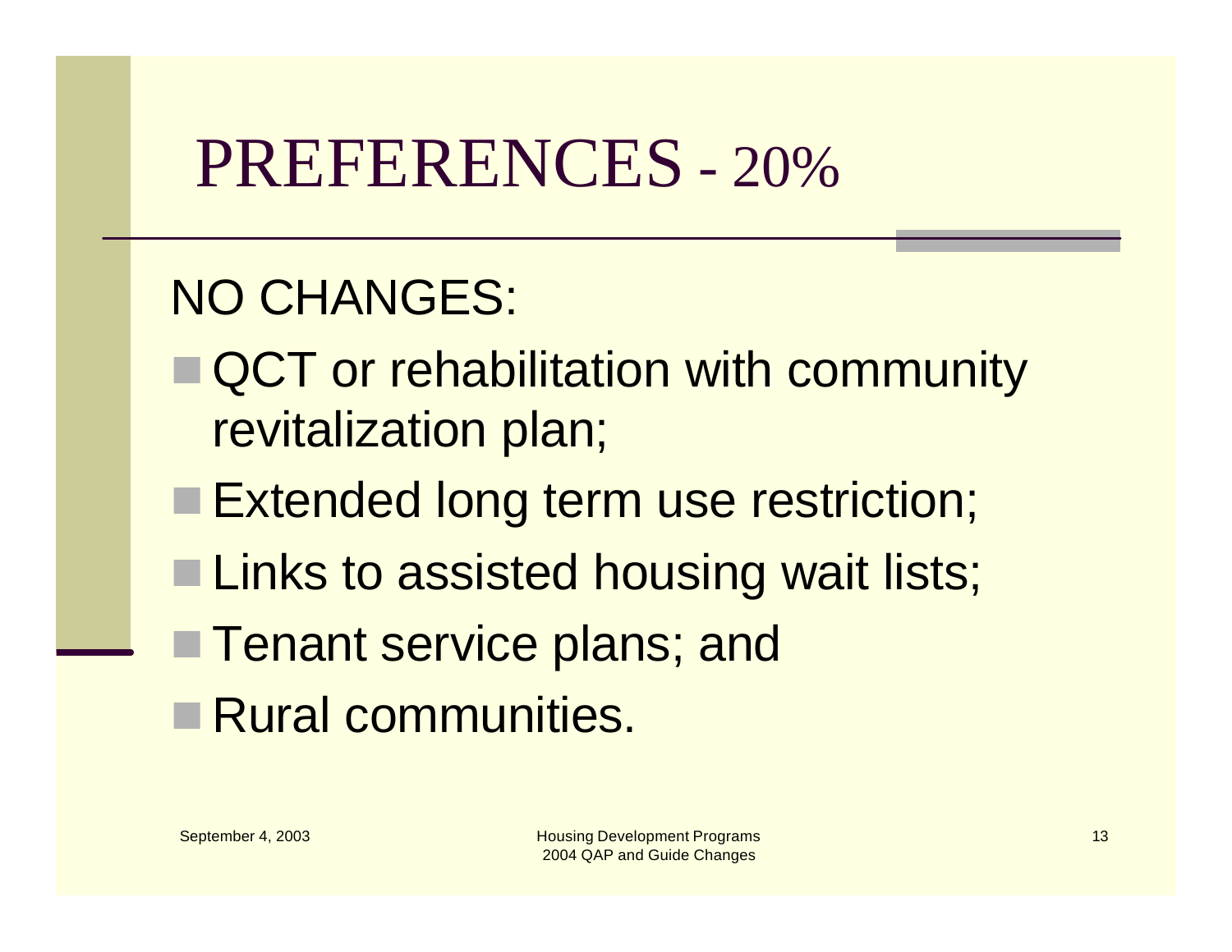# PREFERENCES - 20%

NO CHANGES:

- QCT or rehabilitation with community revitalization plan;
- Extended long term use restriction;
- Links to assisted housing wait lists;
- Tenant service plans; and
- Rural communities.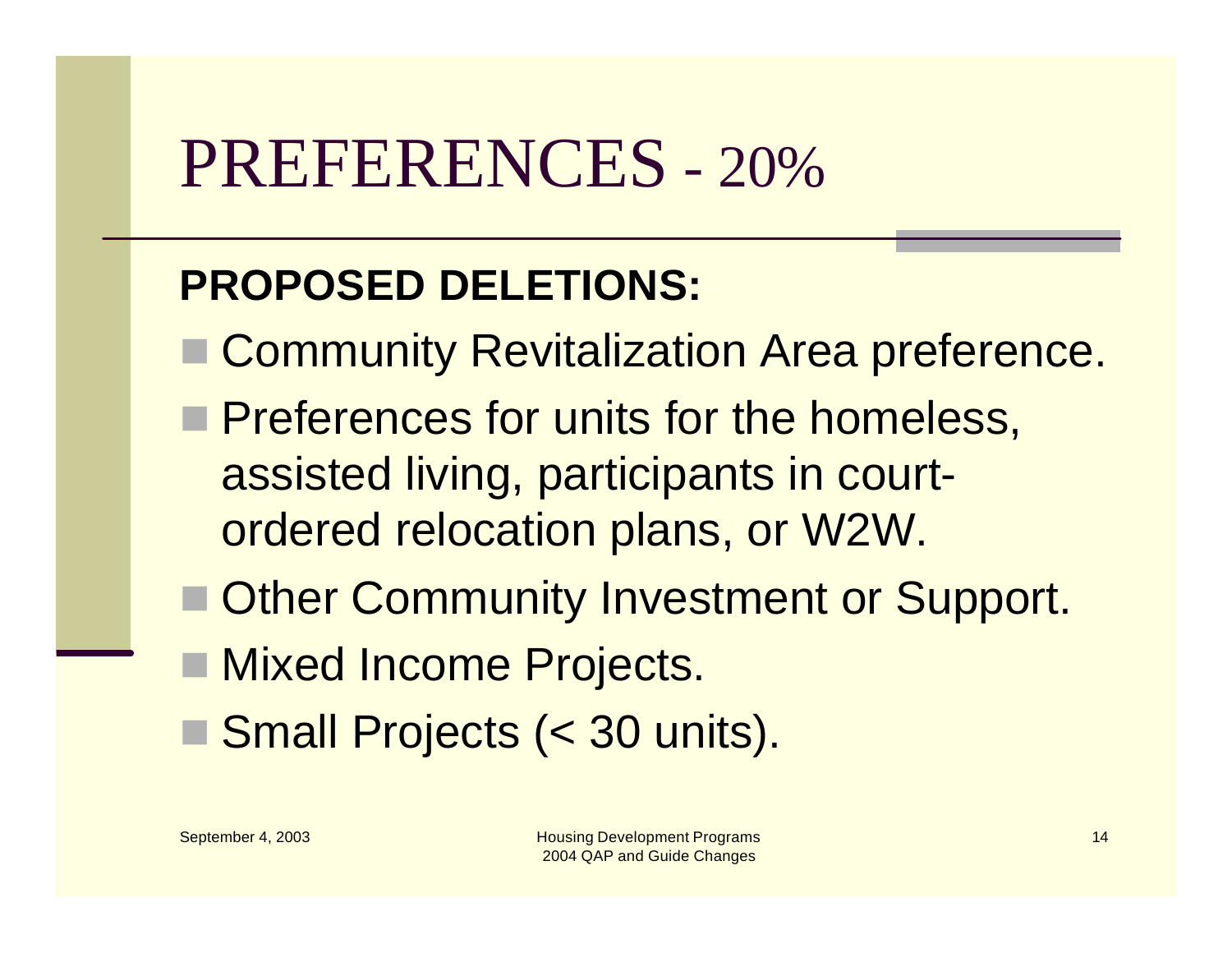# PREFERENCES - 20%

**PROPOSED DELETIONS:**

- Community Revitalization Area preference.
- Preferences for units for the homeless, assisted living, participants in court-ordered relocation plans, or W2W.
- Other Community Investment or Support.
- Mixed Income Projects.
- Small Projects (< 30 units).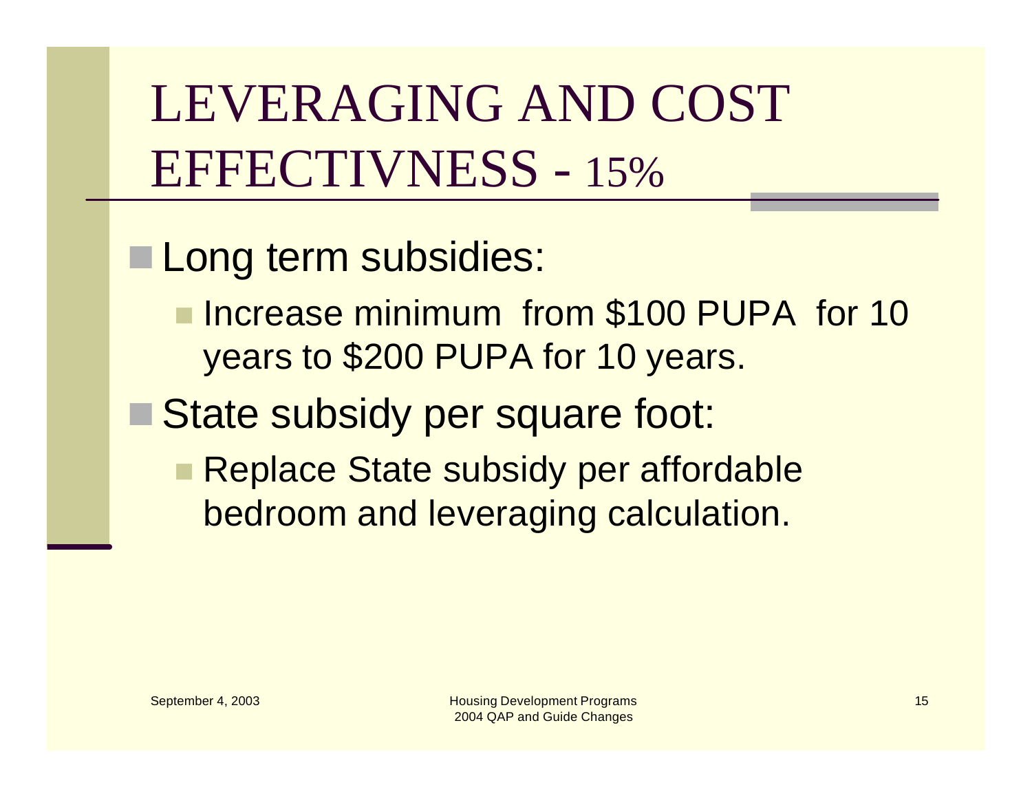# LEVERAGING AND COST EFFECTIVNESS - 15%

- Long term subsidies:
  - Increase minimum from $100 PUPA for 10 years to $200 PUPA for 10 years.
- State subsidy per square foot:
  - Replace State subsidy per affordable bedroom and leveraging calculation.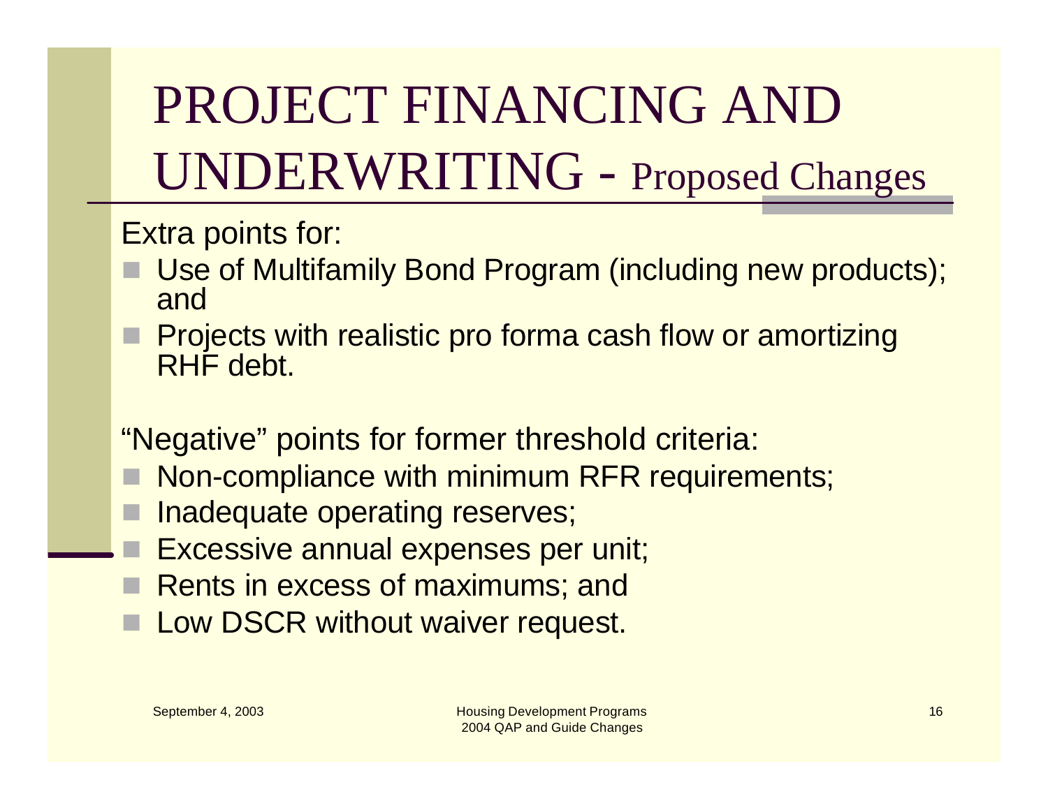# PROJECT FINANCING AND UNDERWRITING - Proposed Changes

Extra points for:

- Use of Multifamily Bond Program (including new products); and
- Projects with realistic pro forma cash flow or amortizing RHF debt.

“Negative” points for former threshold criteria:

- Non-compliance with minimum RFR requirements;
- Inadequate operating reserves;
- Excessive annual expenses per unit;
- Rents in excess of maximums; and
- Low DSCR without waiver request.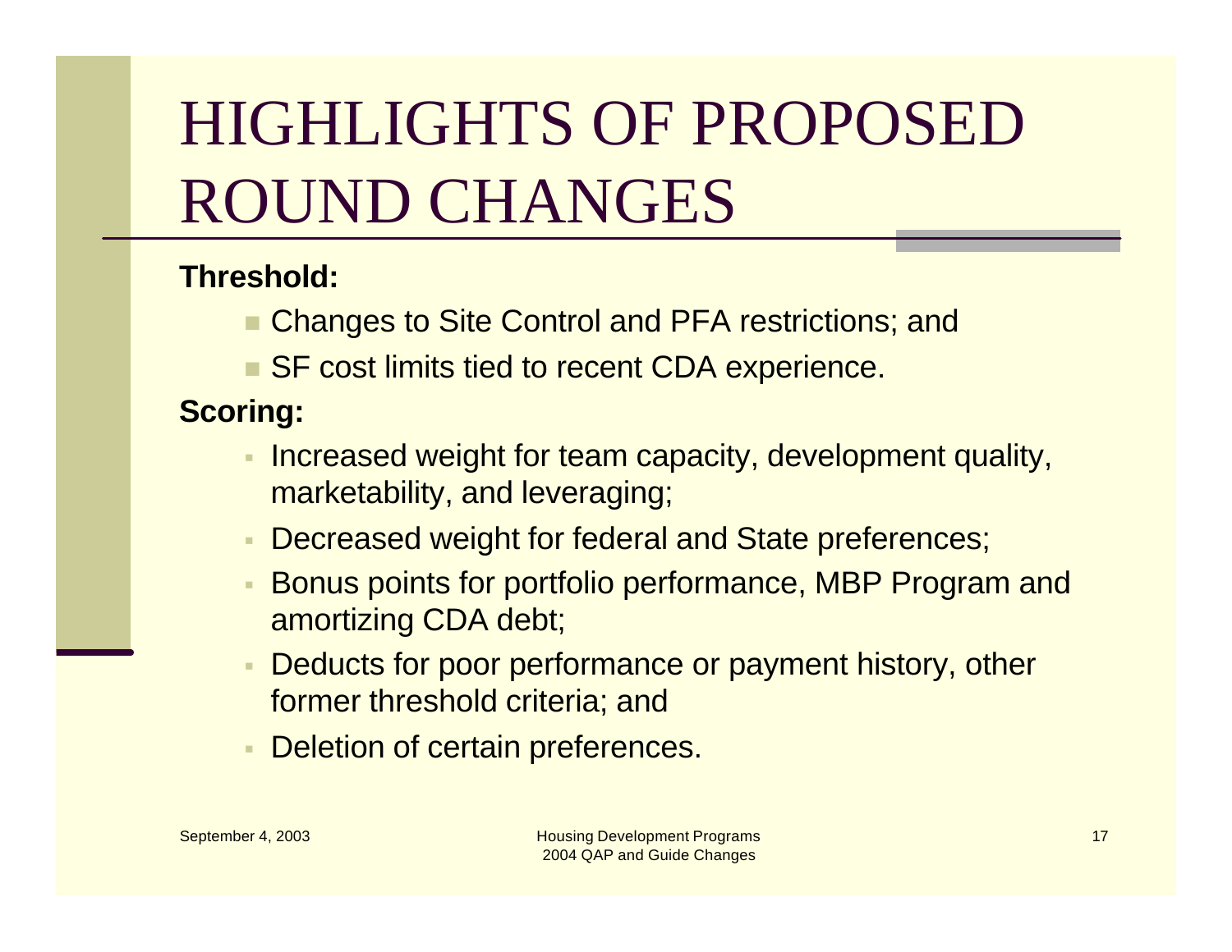# HIGHLIGHTS OF PROPOSED ROUND CHANGES

**Threshold:**

- Changes to Site Control and PFA restrictions; and
- SF cost limits tied to recent CDA experience.

**Scoring:**

- Increased weight for team capacity, development quality, marketability, and leveraging;
- Decreased weight for federal and State preferences;
- Bonus points for portfolio performance, MBP Program and amortizing CDA debt;
- Deducts for poor performance or payment history, other former threshold criteria; and
- Deletion of certain preferences.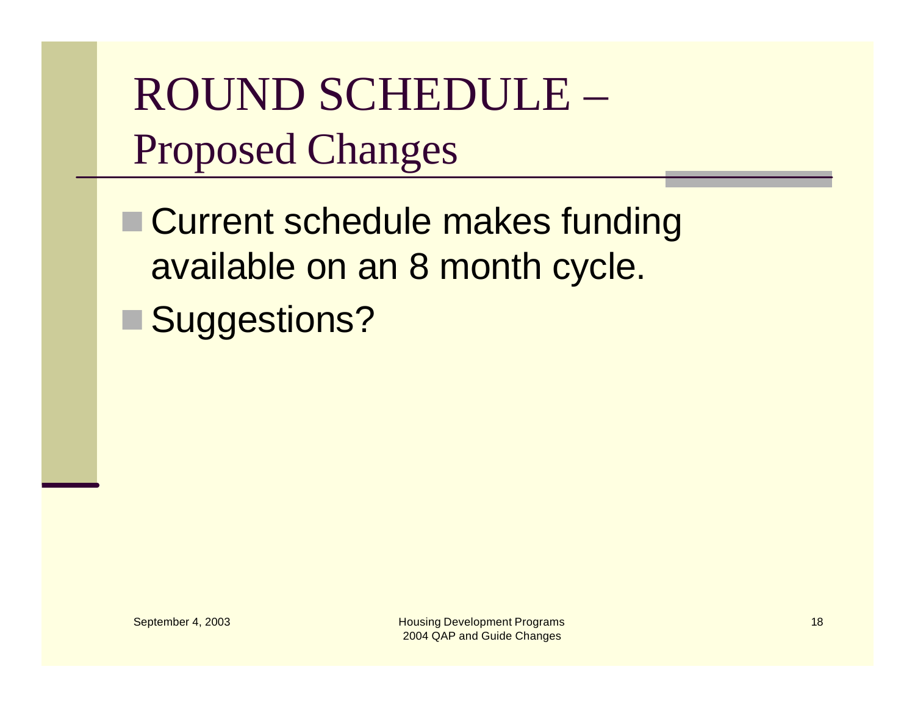# ROUND SCHEDULE – Proposed Changes

- Current schedule makes funding available on an 8 month cycle.
- Suggestions?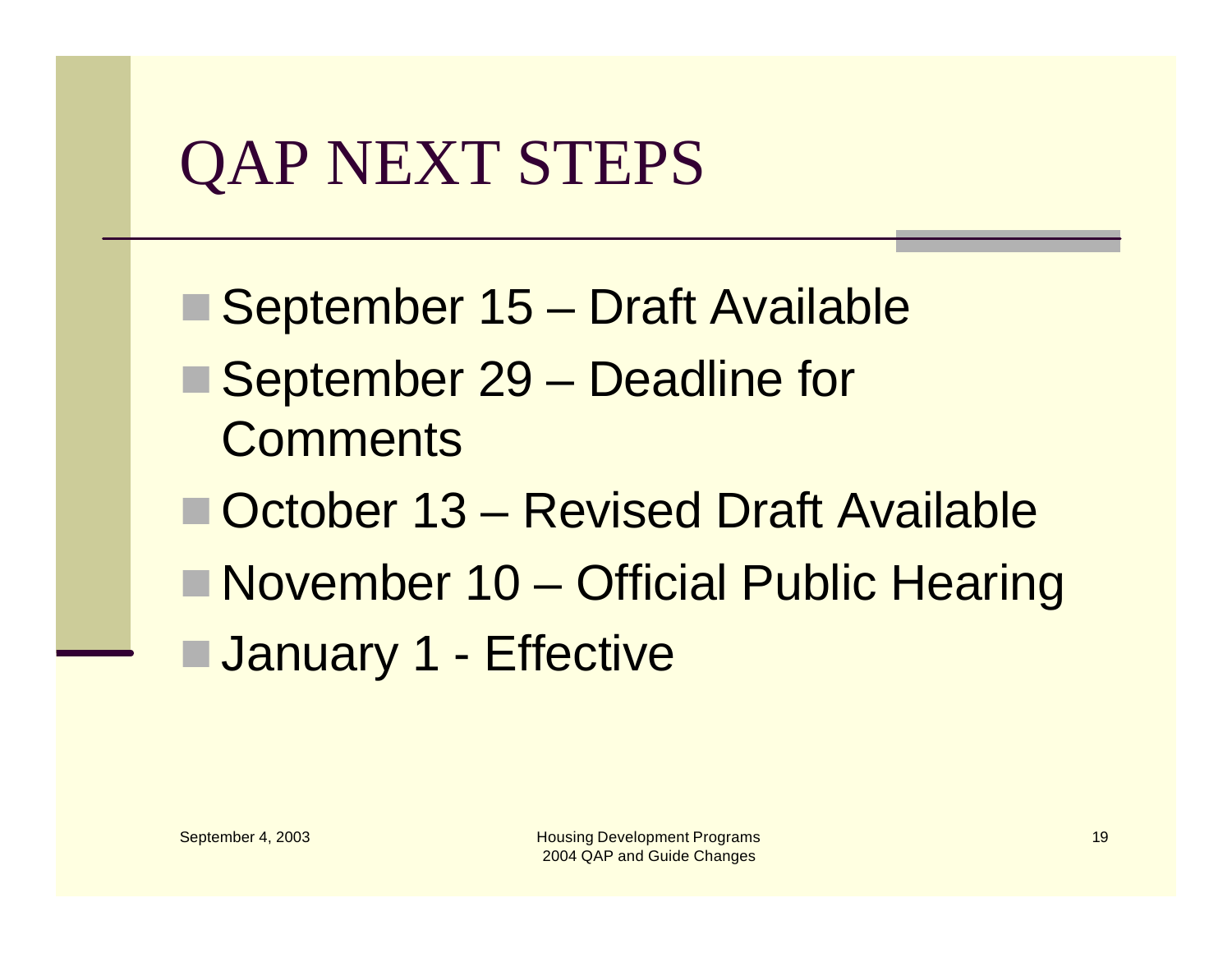# QAP NEXT STEPS

- September 15 – Draft Available
- September 29 – Deadline for Comments
- October 13 – Revised Draft Available
- November 10 – Official Public Hearing
- January 1 - Effective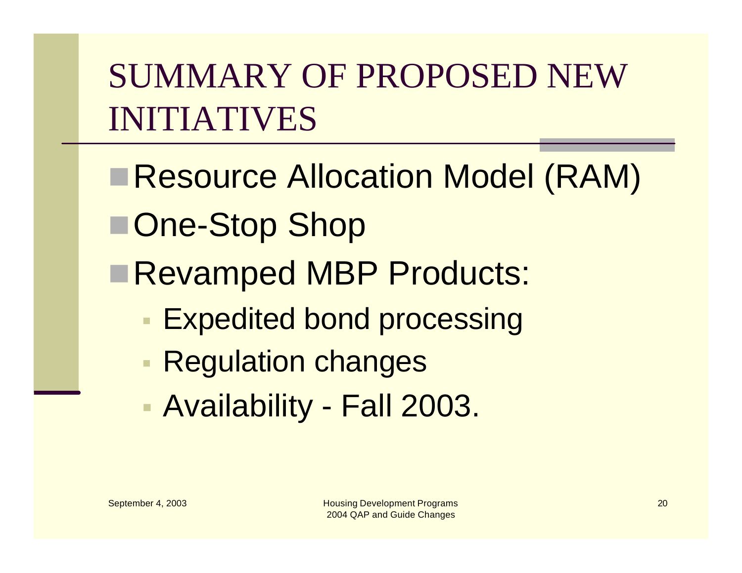# SUMMARY OF PROPOSED NEW INITIATIVES

- Resource Allocation Model (RAM)
- One-Stop Shop
- Revamped MBP Products:
  - Expedited bond processing
  - Regulation changes
  - Availability - Fall 2003.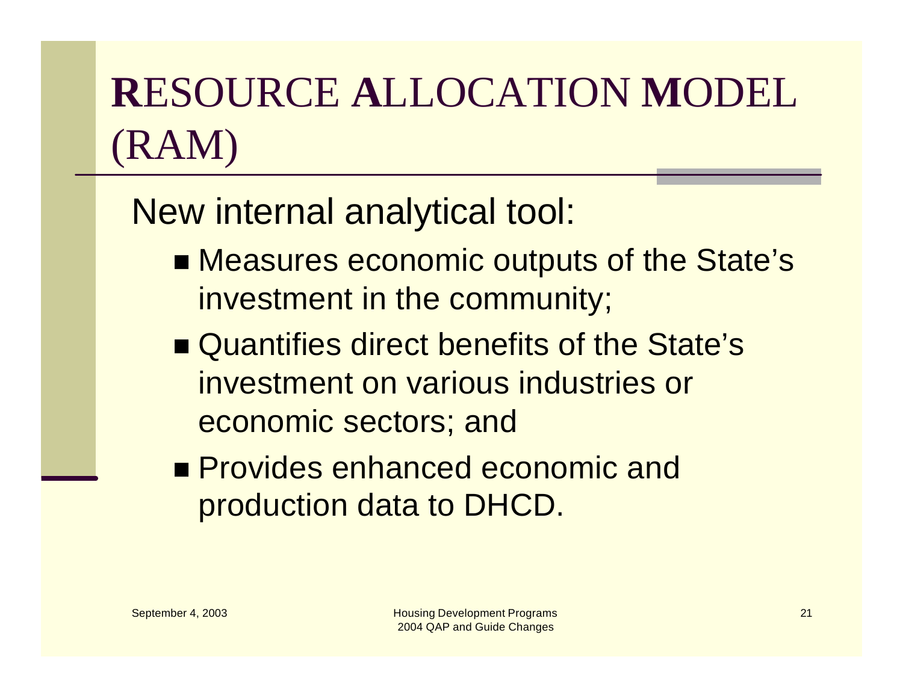# RESOURCE ALLOCATION MODEL (RAM)

New internal analytical tool:

- Measures economic outputs of the State's investment in the community;
- Quantifies direct benefits of the State's investment on various industries or economic sectors; and
- Provides enhanced economic and production data to DHCD.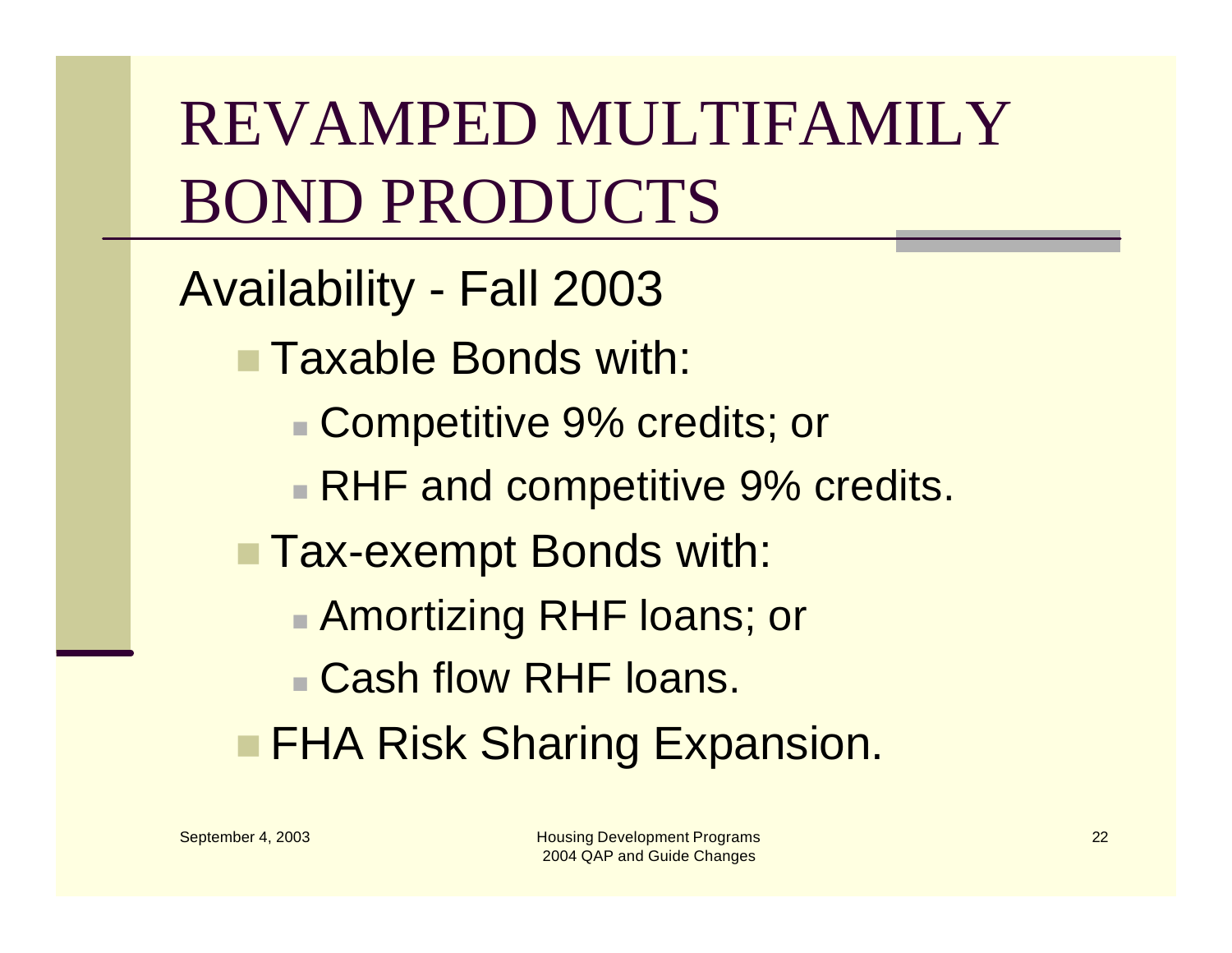# REVAMPED MULTIFAMILY BOND PRODUCTS

Availability - Fall 2003

- Taxable Bonds with:
  - Competitive 9% credits; or
  - RHF and competitive 9% credits.
- Tax-exempt Bonds with:
  - Amortizing RHF loans; or
  - Cash flow RHF loans.
- FHA Risk Sharing Expansion.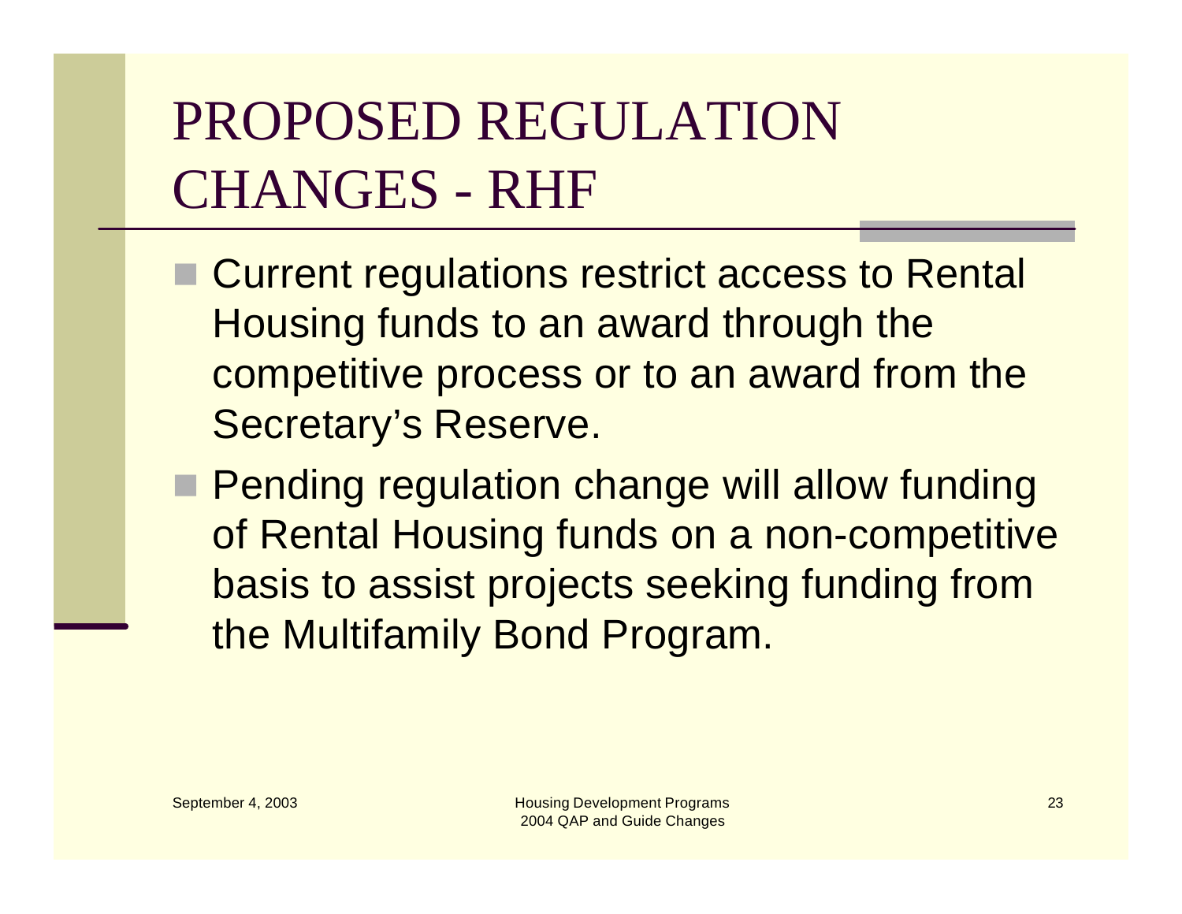# PROPOSED REGULATION CHANGES - RHF

- Current regulations restrict access to Rental Housing funds to an award through the competitive process or to an award from the Secretary's Reserve.
- Pending regulation change will allow funding of Rental Housing funds on a non-competitive basis to assist projects seeking funding from the Multifamily Bond Program.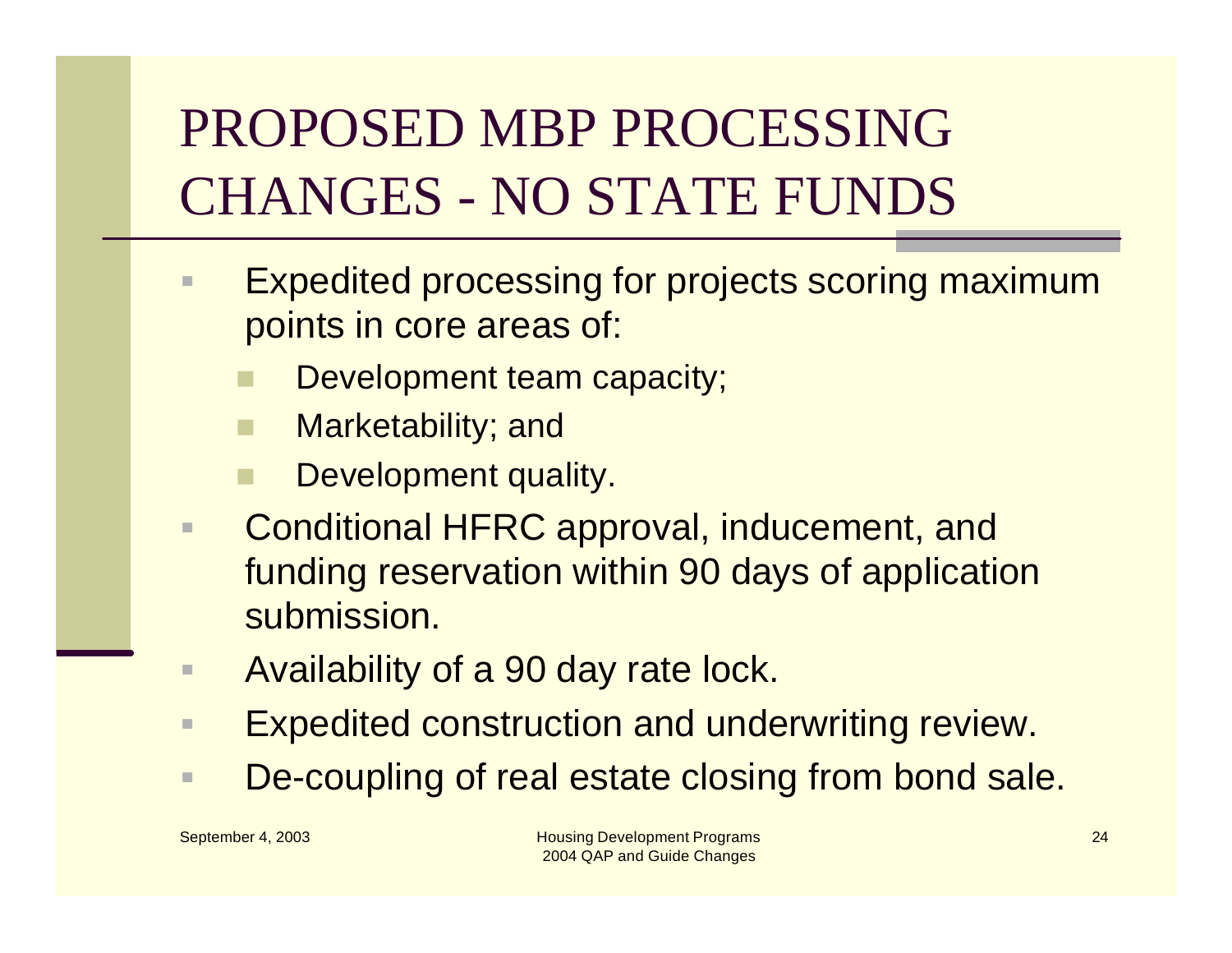# PROPOSED MBP PROCESSING CHANGES - NO STATE FUNDS

- Expedited processing for projects scoring maximum points in core areas of:
  - Development team capacity;
  - Marketability; and
  - Development quality.
- Conditional HFRC approval, inducement, and funding reservation within 90 days of application submission.
- Availability of a 90 day rate lock.
- Expedited construction and underwriting review.
- De-coupling of real estate closing from bond sale.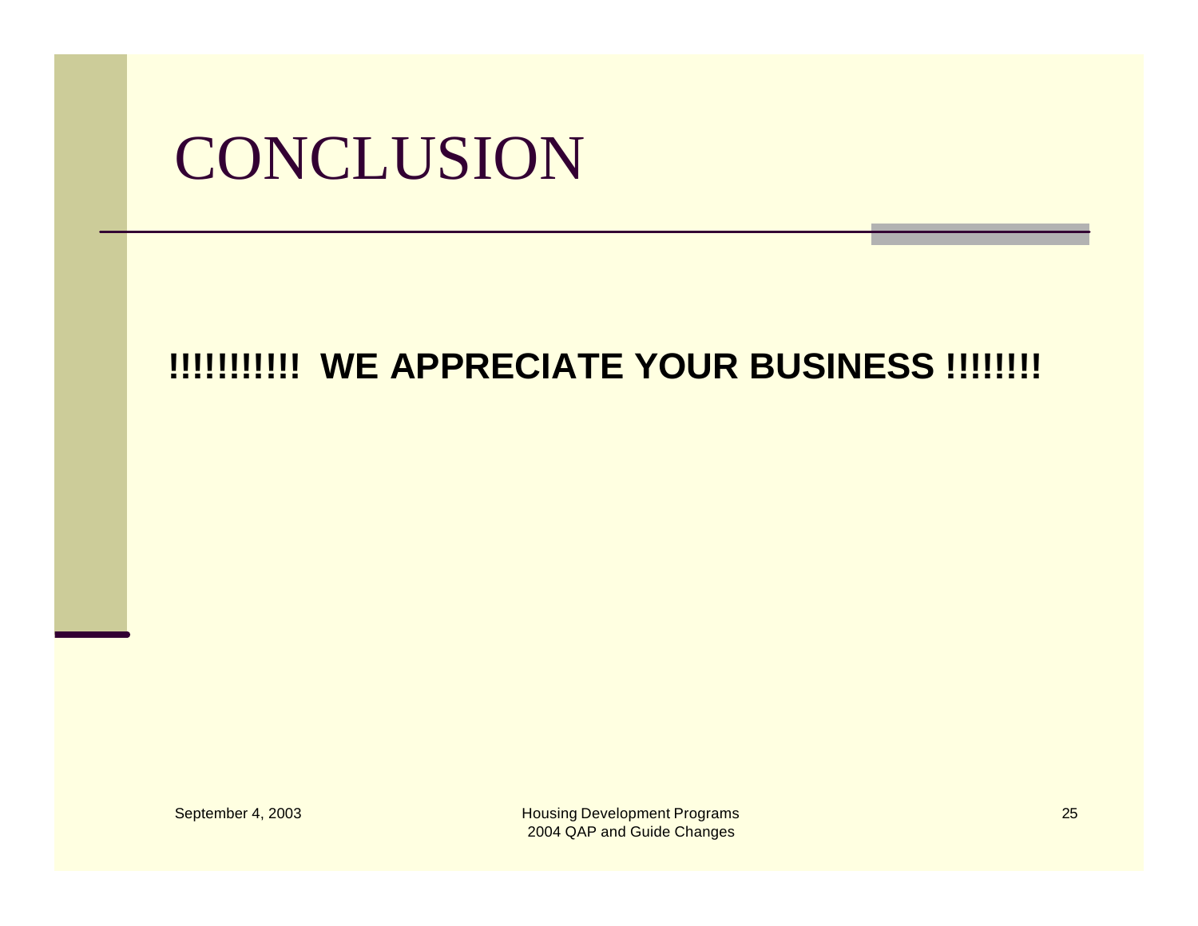# CONCLUSION

**!!!!!!!!!!! WE APPRECIATE YOUR BUSINESS !!!!!!!!**